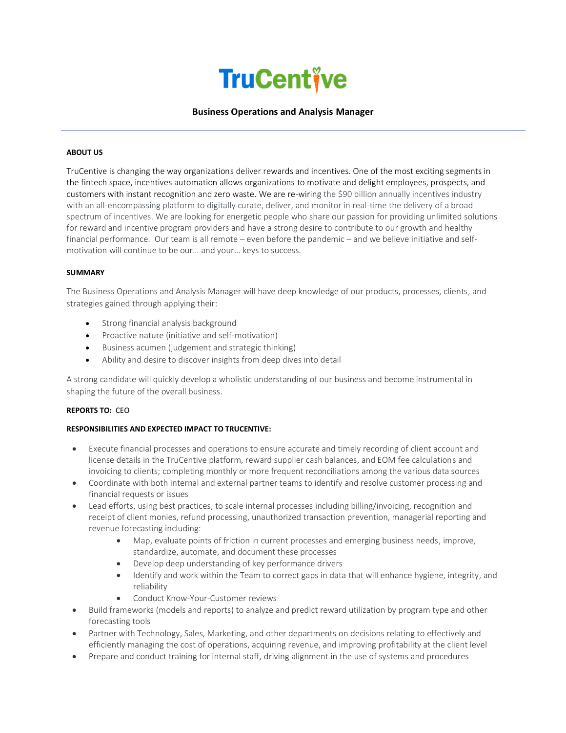# TruCentive

## Business Operations and Analysis Manager

---

**ABOUT US**

TruCentive is changing the way organizations deliver rewards and incentives. One of the most exciting segments in the fintech space, incentives automation allows organizations to motivate and delight employees, prospects, and customers with instant recognition and zero waste. We are re-wiring the $90 billion annually incentives industry with an all-encompassing platform to digitally curate, deliver, and monitor in real-time the delivery of a broad spectrum of incentives. We are looking for energetic people who share our passion for providing unlimited solutions for reward and incentive program providers and have a strong desire to contribute to our growth and healthy financial performance. Our team is all remote – even before the pandemic – and we believe initiative and self-motivation will continue to be our… and your… keys to success.

**SUMMARY**

The Business Operations and Analysis Manager will have deep knowledge of our products, processes, clients, and strategies gained through applying their:

- Strong financial analysis background
- Proactive nature (initiative and self-motivation)
- Business acumen (judgement and strategic thinking)
- Ability and desire to discover insights from deep dives into detail

A strong candidate will quickly develop a wholistic understanding of our business and become instrumental in shaping the future of the overall business.

**REPORTS TO:** CEO

**RESPONSIBILITIES AND EXPECTED IMPACT TO TRUCENTIVE:**

- Execute financial processes and operations to ensure accurate and timely recording of client account and license details in the TruCentive platform, reward supplier cash balances, and EOM fee calculations and invoicing to clients; completing monthly or more frequent reconciliations among the various data sources
- Coordinate with both internal and external partner teams to identify and resolve customer processing and financial requests or issues
- Lead efforts, using best practices, to scale internal processes including billing/invoicing, recognition and receipt of client monies, refund processing, unauthorized transaction prevention, managerial reporting and revenue forecasting including:
  - Map, evaluate points of friction in current processes and emerging business needs, improve, standardize, automate, and document these processes
  - Develop deep understanding of key performance drivers
  - Identify and work within the Team to correct gaps in data that will enhance hygiene, integrity, and reliability
  - Conduct Know-Your-Customer reviews
- Build frameworks (models and reports) to analyze and predict reward utilization by program type and other forecasting tools
- Partner with Technology, Sales, Marketing, and other departments on decisions relating to effectively and efficiently managing the cost of operations, acquiring revenue, and improving profitability at the client level
- Prepare and conduct training for internal staff, driving alignment in the use of systems and procedures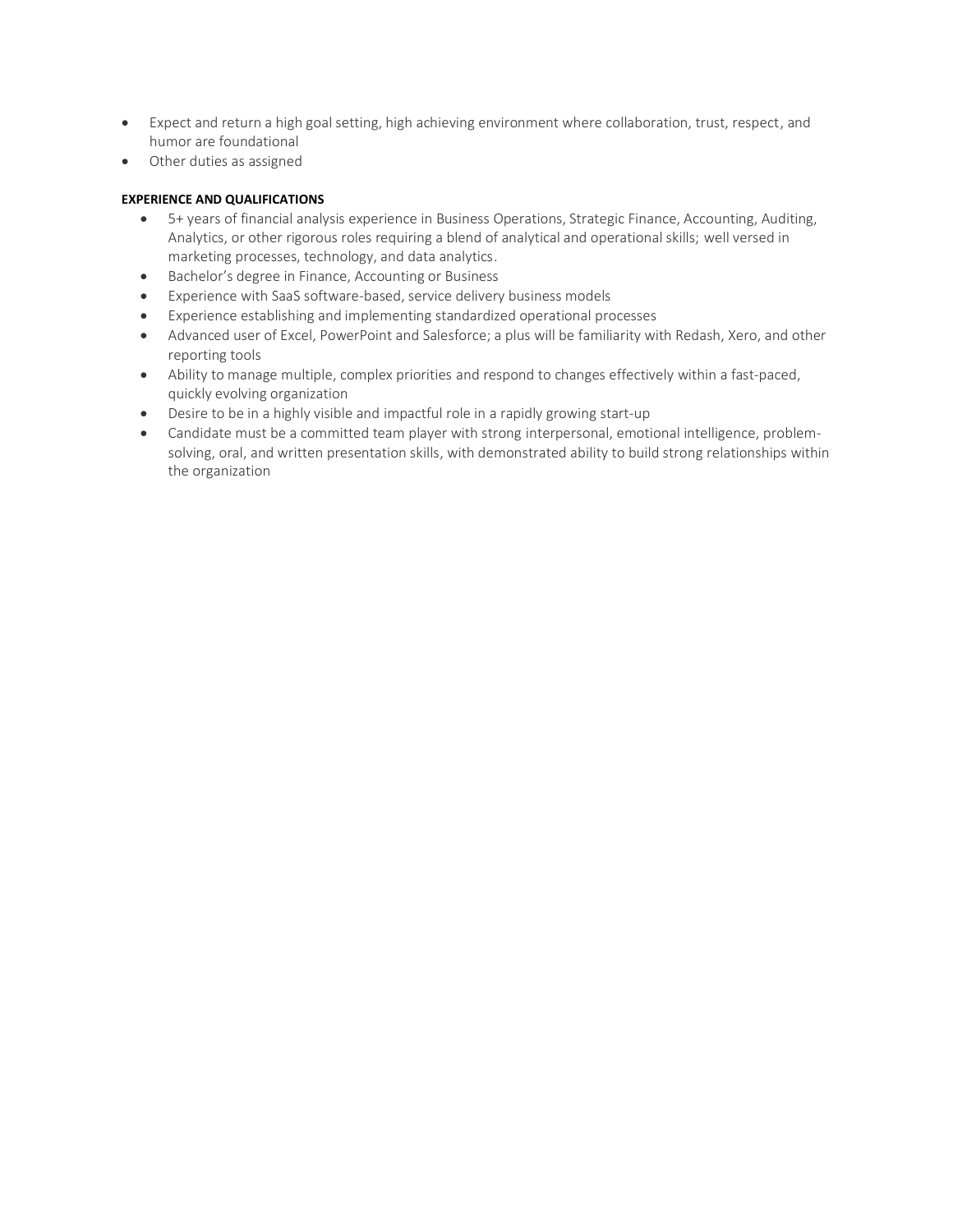- Expect and return a high goal setting, high achieving environment where collaboration, trust, respect, and humor are foundational
- Other duties as assigned

**EXPERIENCE AND QUALIFICATIONS**

- 5+ years of financial analysis experience in Business Operations, Strategic Finance, Accounting, Auditing, Analytics, or other rigorous roles requiring a blend of analytical and operational skills; well versed in marketing processes, technology, and data analytics.
- Bachelor's degree in Finance, Accounting or Business
- Experience with SaaS software-based, service delivery business models
- Experience establishing and implementing standardized operational processes
- Advanced user of Excel, PowerPoint and Salesforce; a plus will be familiarity with Redash, Xero, and other reporting tools
- Ability to manage multiple, complex priorities and respond to changes effectively within a fast-paced, quickly evolving organization
- Desire to be in a highly visible and impactful role in a rapidly growing start-up
- Candidate must be a committed team player with strong interpersonal, emotional intelligence, problem-solving, oral, and written presentation skills, with demonstrated ability to build strong relationships within the organization